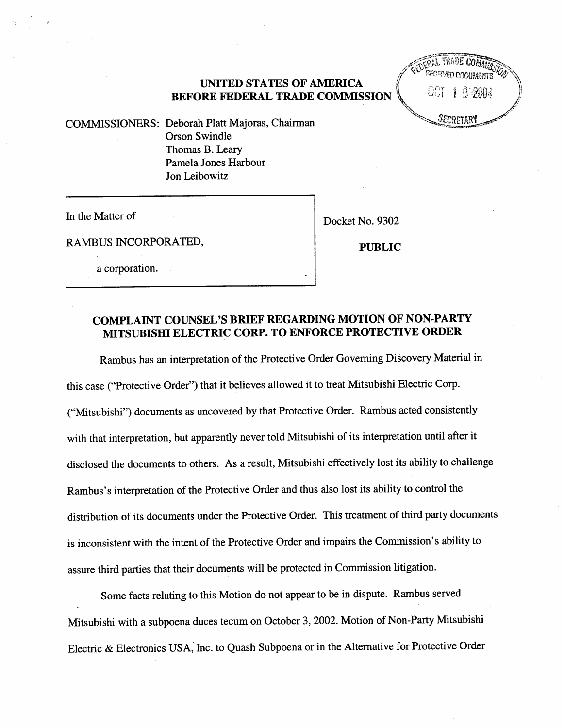**UNITED STATES OF AMERICA**
**BEFORE FEDERAL TRADE COMMISSION**

FEDERAL TRADE COMMISSION
RECEIVED DOCUMENTS
OCT 18 2004
SECRETARY

COMMISSIONERS: Deborah Platt Majoras, Chairman
Orson Swindle
Thomas B. Leary
Pamela Jones Harbour
Jon Leibowitz

| In the Matter of<br><br>RAMBUS INCORPORATED,<br><br>a corporation. | Docket No. 9302<br><br>**PUBLIC** |
|---|---|

## COMPLAINT COUNSEL'S BRIEF REGARDING MOTION OF NON-PARTY MITSUBISHI ELECTRIC CORP. TO ENFORCE PROTECTIVE ORDER

Rambus has an interpretation of the Protective Order Governing Discovery Material in this case ("Protective Order") that it believes allowed it to treat Mitsubishi Electric Corp. ("Mitsubishi") documents as uncovered by that Protective Order. Rambus acted consistently with that interpretation, but apparently never told Mitsubishi of its interpretation until after it disclosed the documents to others. As a result, Mitsubishi effectively lost its ability to challenge Rambus's interpretation of the Protective Order and thus also lost its ability to control the distribution of its documents under the Protective Order. This treatment of third party documents is inconsistent with the intent of the Protective Order and impairs the Commission's ability to assure third parties that their documents will be protected in Commission litigation.

Some facts relating to this Motion do not appear to be in dispute. Rambus served Mitsubishi with a subpoena duces tecum on October 3, 2002. Motion of Non-Party Mitsubishi Electric & Electronics USA, Inc. to Quash Subpoena or in the Alternative for Protective Order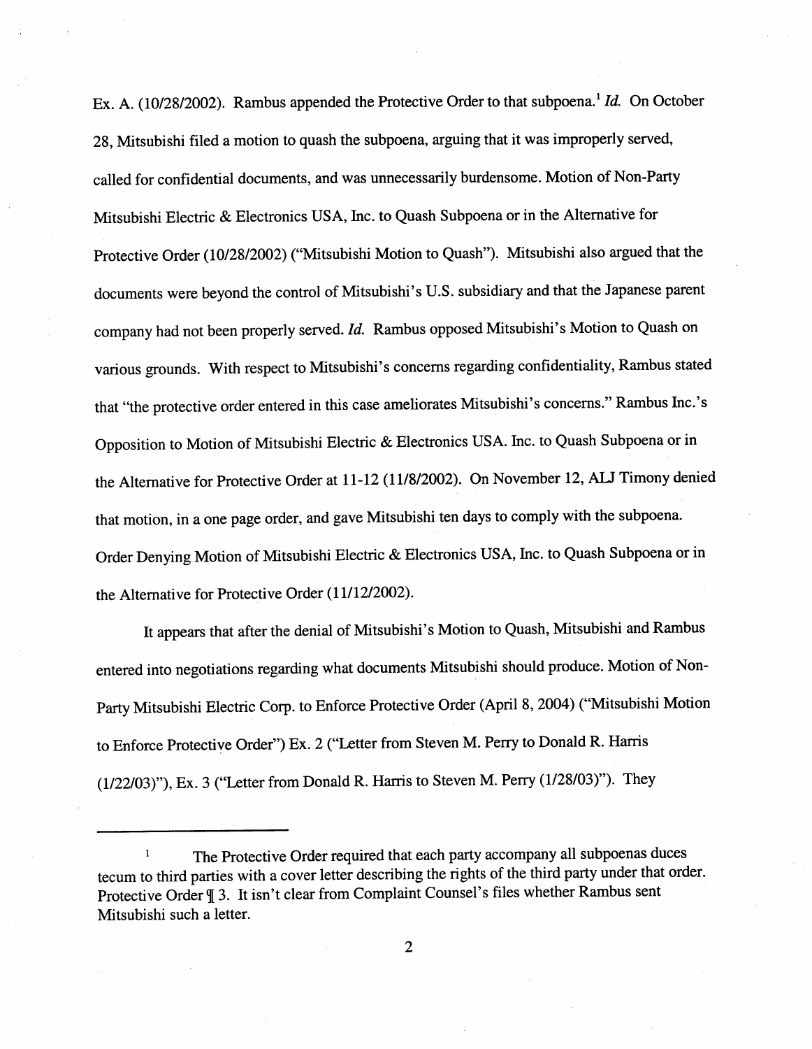Ex. A. (10/28/2002). Rambus appended the Protective Order to that subpoena.[1] *Id.* On October 28, Mitsubishi filed a motion to quash the subpoena, arguing that it was improperly served, called for confidential documents, and was unnecessarily burdensome. Motion of Non-Party Mitsubishi Electric & Electronics USA, Inc. to Quash Subpoena or in the Alternative for Protective Order (10/28/2002) ("Mitsubishi Motion to Quash"). Mitsubishi also argued that the documents were beyond the control of Mitsubishi's U.S. subsidiary and that the Japanese parent company had not been properly served. *Id.* Rambus opposed Mitsubishi's Motion to Quash on various grounds. With respect to Mitsubishi's concerns regarding confidentiality, Rambus stated that "the protective order entered in this case ameliorates Mitsubishi's concerns." Rambus Inc.'s Opposition to Motion of Mitsubishi Electric & Electronics USA. Inc. to Quash Subpoena or in the Alternative for Protective Order at 11-12 (11/8/2002). On November 12, ALJ Timony denied that motion, in a one page order, and gave Mitsubishi ten days to comply with the subpoena. Order Denying Motion of Mitsubishi Electric & Electronics USA, Inc. to Quash Subpoena or in the Alternative for Protective Order (11/12/2002).

It appears that after the denial of Mitsubishi's Motion to Quash, Mitsubishi and Rambus entered into negotiations regarding what documents Mitsubishi should produce. Motion of Non-Party Mitsubishi Electric Corp. to Enforce Protective Order (April 8, 2004) ("Mitsubishi Motion to Enforce Protective Order") Ex. 2 ("Letter from Steven M. Perry to Donald R. Harris (1/22/03)"), Ex. 3 ("Letter from Donald R. Harris to Steven M. Perry (1/28/03)"). They

---

[1] The Protective Order required that each party accompany all subpoenas duces tecum to third parties with a cover letter describing the rights of the third party under that order. Protective Order ¶ 3. It isn't clear from Complaint Counsel's files whether Rambus sent Mitsubishi such a letter.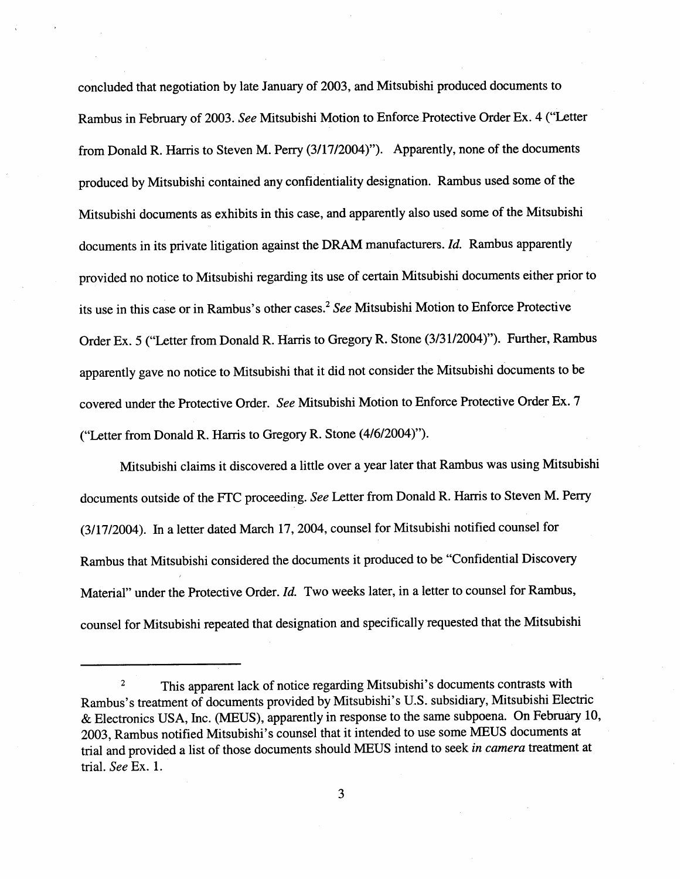concluded that negotiation by late January of 2003, and Mitsubishi produced documents to Rambus in February of 2003. *See* Mitsubishi Motion to Enforce Protective Order Ex. 4 ("Letter from Donald R. Harris to Steven M. Perry (3/17/2004)"). Apparently, none of the documents produced by Mitsubishi contained any confidentiality designation. Rambus used some of the Mitsubishi documents as exhibits in this case, and apparently also used some of the Mitsubishi documents in its private litigation against the DRAM manufacturers. *Id.* Rambus apparently provided no notice to Mitsubishi regarding its use of certain Mitsubishi documents either prior to its use in this case or in Rambus's other cases.[2] *See* Mitsubishi Motion to Enforce Protective Order Ex. 5 ("Letter from Donald R. Harris to Gregory R. Stone (3/31/2004)"). Further, Rambus apparently gave no notice to Mitsubishi that it did not consider the Mitsubishi documents to be covered under the Protective Order. *See* Mitsubishi Motion to Enforce Protective Order Ex. 7 ("Letter from Donald R. Harris to Gregory R. Stone (4/6/2004)").

Mitsubishi claims it discovered a little over a year later that Rambus was using Mitsubishi documents outside of the FTC proceeding. *See* Letter from Donald R. Harris to Steven M. Perry (3/17/2004). In a letter dated March 17, 2004, counsel for Mitsubishi notified counsel for Rambus that Mitsubishi considered the documents it produced to be "Confidential Discovery Material" under the Protective Order. *Id.* Two weeks later, in a letter to counsel for Rambus, counsel for Mitsubishi repeated that designation and specifically requested that the Mitsubishi

---

[2] This apparent lack of notice regarding Mitsubishi's documents contrasts with Rambus's treatment of documents provided by Mitsubishi's U.S. subsidiary, Mitsubishi Electric & Electronics USA, Inc. (MEUS), apparently in response to the same subpoena. On February 10, 2003, Rambus notified Mitsubishi's counsel that it intended to use some MEUS documents at trial and provided a list of those documents should MEUS intend to seek *in camera* treatment at trial. *See* Ex. 1.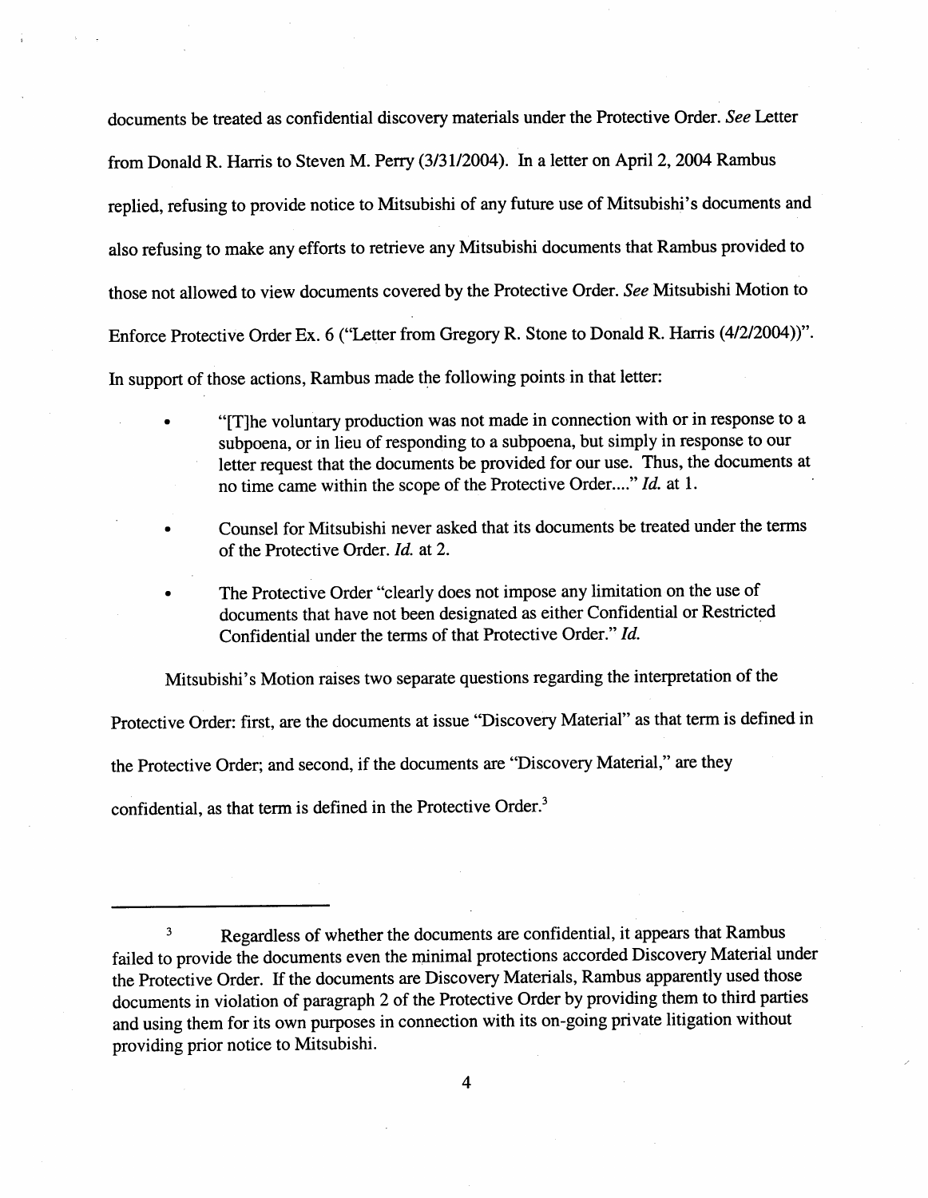documents be treated as confidential discovery materials under the Protective Order. *See* Letter from Donald R. Harris to Steven M. Perry (3/31/2004). In a letter on April 2, 2004 Rambus replied, refusing to provide notice to Mitsubishi of any future use of Mitsubishi's documents and also refusing to make any efforts to retrieve any Mitsubishi documents that Rambus provided to those not allowed to view documents covered by the Protective Order. *See* Mitsubishi Motion to Enforce Protective Order Ex. 6 ("Letter from Gregory R. Stone to Donald R. Harris (4/2/2004))". In support of those actions, Rambus made the following points in that letter:

- "[T]he voluntary production was not made in connection with or in response to a subpoena, or in lieu of responding to a subpoena, but simply in response to our letter request that the documents be provided for our use. Thus, the documents at no time came within the scope of the Protective Order...." *Id.* at 1.
- Counsel for Mitsubishi never asked that its documents be treated under the terms of the Protective Order. *Id.* at 2.
- The Protective Order "clearly does not impose any limitation on the use of documents that have not been designated as either Confidential or Restricted Confidential under the terms of that Protective Order." *Id.*

Mitsubishi's Motion raises two separate questions regarding the interpretation of the Protective Order: first, are the documents at issue "Discovery Material" as that term is defined in the Protective Order; and second, if the documents are "Discovery Material," are they confidential, as that term is defined in the Protective Order.[3]

---

[3] Regardless of whether the documents are confidential, it appears that Rambus failed to provide the documents even the minimal protections accorded Discovery Material under the Protective Order. If the documents are Discovery Materials, Rambus apparently used those documents in violation of paragraph 2 of the Protective Order by providing them to third parties and using them for its own purposes in connection with its on-going private litigation without providing prior notice to Mitsubishi.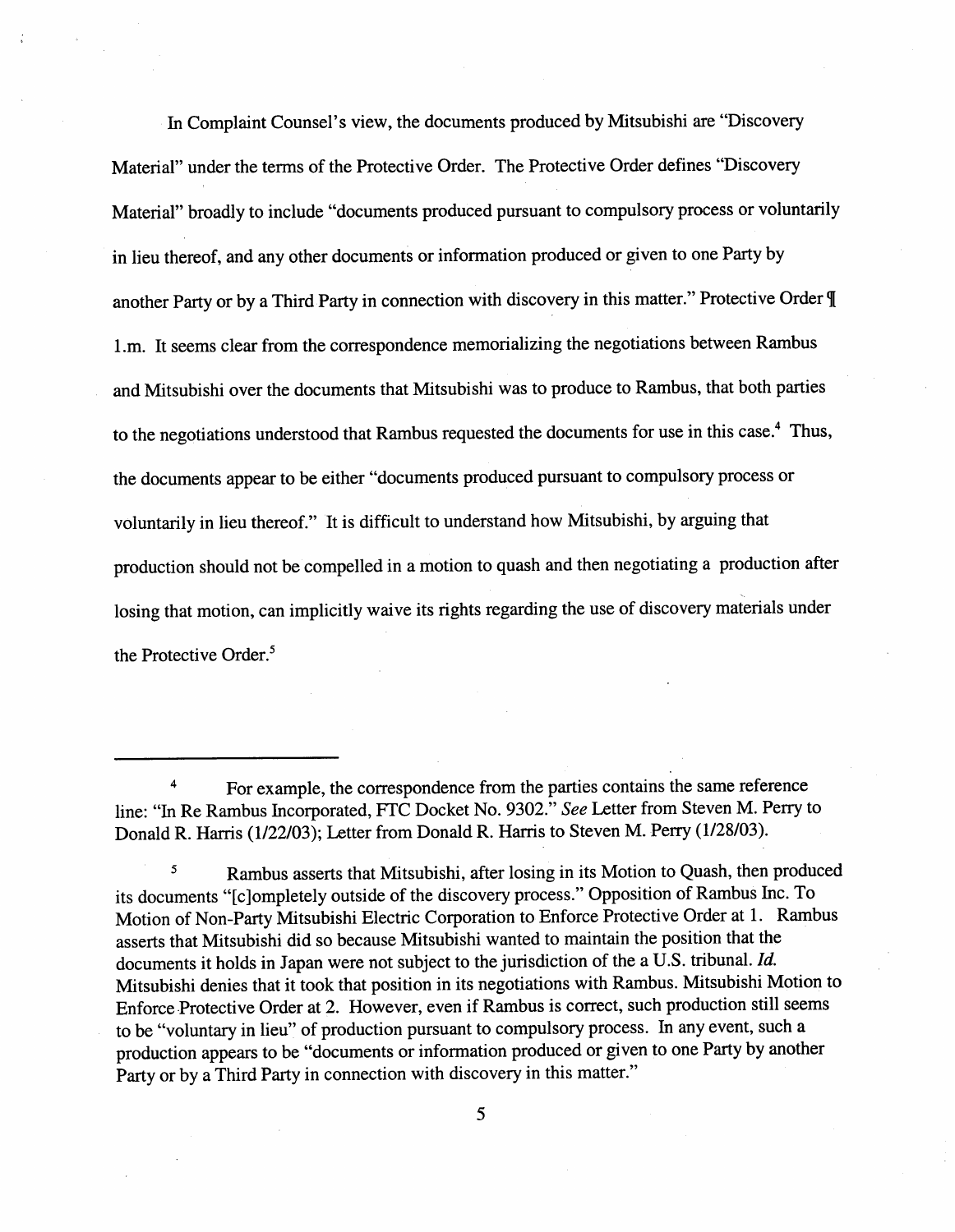In Complaint Counsel's view, the documents produced by Mitsubishi are "Discovery Material" under the terms of the Protective Order. The Protective Order defines "Discovery Material" broadly to include "documents produced pursuant to compulsory process or voluntarily in lieu thereof, and any other documents or information produced or given to one Party by another Party or by a Third Party in connection with discovery in this matter." Protective Order ¶ 1.m. It seems clear from the correspondence memorializing the negotiations between Rambus and Mitsubishi over the documents that Mitsubishi was to produce to Rambus, that both parties to the negotiations understood that Rambus requested the documents for use in this case.[4] Thus, the documents appear to be either "documents produced pursuant to compulsory process or voluntarily in lieu thereof." It is difficult to understand how Mitsubishi, by arguing that production should not be compelled in a motion to quash and then negotiating a production after losing that motion, can implicitly waive its rights regarding the use of discovery materials under the Protective Order.[5]

---

[4] For example, the correspondence from the parties contains the same reference line: "In Re Rambus Incorporated, FTC Docket No. 9302." *See* Letter from Steven M. Perry to Donald R. Harris (1/22/03); Letter from Donald R. Harris to Steven M. Perry (1/28/03).

[5] Rambus asserts that Mitsubishi, after losing in its Motion to Quash, then produced its documents "[c]ompletely outside of the discovery process." Opposition of Rambus Inc. To Motion of Non-Party Mitsubishi Electric Corporation to Enforce Protective Order at 1. Rambus asserts that Mitsubishi did so because Mitsubishi wanted to maintain the position that the documents it holds in Japan were not subject to the jurisdiction of the a U.S. tribunal. *Id.* Mitsubishi denies that it took that position in its negotiations with Rambus. Mitsubishi Motion to Enforce Protective Order at 2. However, even if Rambus is correct, such production still seems to be "voluntary in lieu" of production pursuant to compulsory process. In any event, such a production appears to be "documents or information produced or given to one Party by another Party or by a Third Party in connection with discovery in this matter."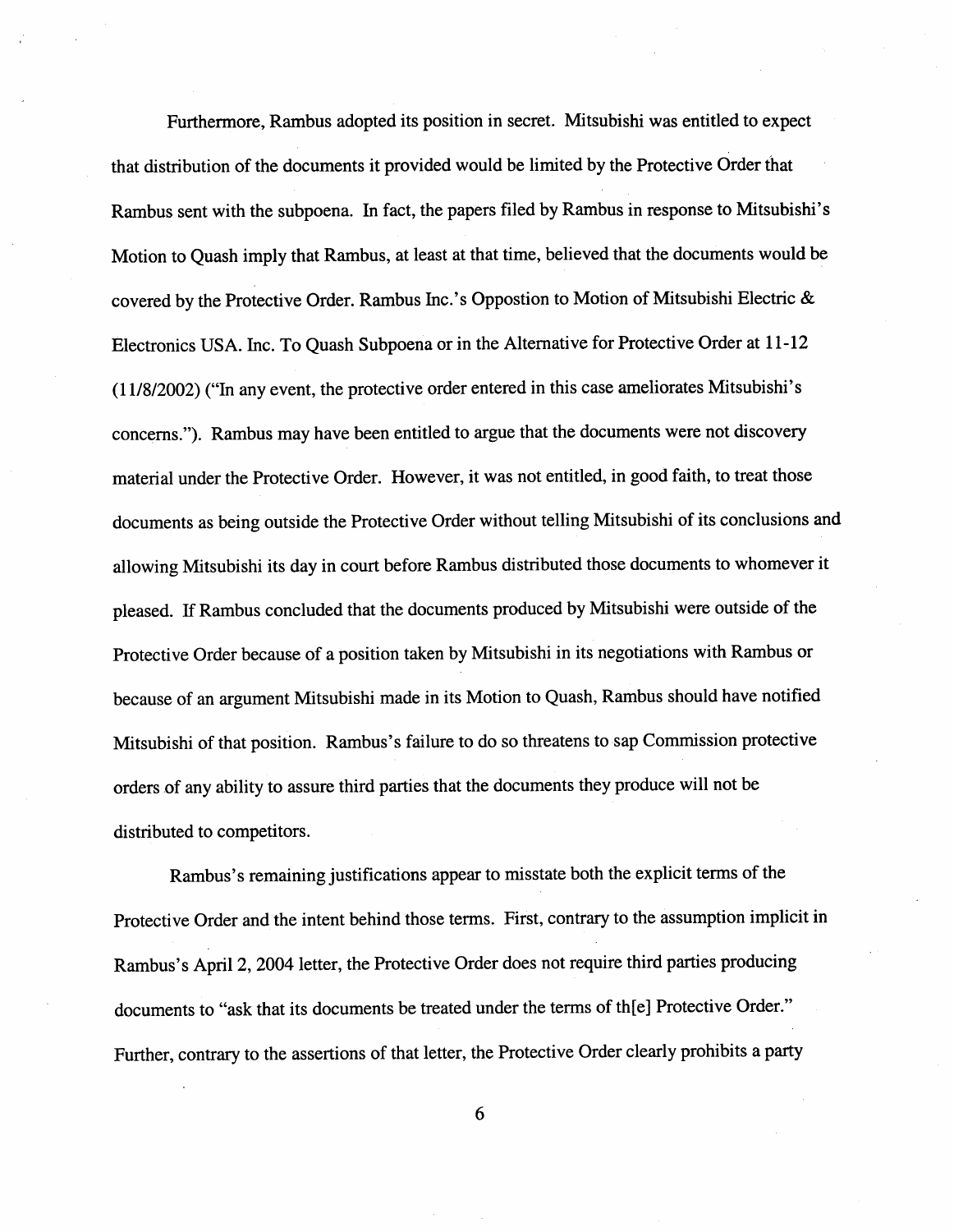Furthermore, Rambus adopted its position in secret. Mitsubishi was entitled to expect that distribution of the documents it provided would be limited by the Protective Order that Rambus sent with the subpoena. In fact, the papers filed by Rambus in response to Mitsubishi's Motion to Quash imply that Rambus, at least at that time, believed that the documents would be covered by the Protective Order. Rambus Inc.'s Oppostion to Motion of Mitsubishi Electric & Electronics USA. Inc. To Quash Subpoena or in the Alternative for Protective Order at 11-12 (11/8/2002) ("In any event, the protective order entered in this case ameliorates Mitsubishi's concerns."). Rambus may have been entitled to argue that the documents were not discovery material under the Protective Order. However, it was not entitled, in good faith, to treat those documents as being outside the Protective Order without telling Mitsubishi of its conclusions and allowing Mitsubishi its day in court before Rambus distributed those documents to whomever it pleased. If Rambus concluded that the documents produced by Mitsubishi were outside of the Protective Order because of a position taken by Mitsubishi in its negotiations with Rambus or because of an argument Mitsubishi made in its Motion to Quash, Rambus should have notified Mitsubishi of that position. Rambus's failure to do so threatens to sap Commission protective orders of any ability to assure third parties that the documents they produce will not be distributed to competitors.

Rambus's remaining justifications appear to misstate both the explicit terms of the Protective Order and the intent behind those terms. First, contrary to the assumption implicit in Rambus's April 2, 2004 letter, the Protective Order does not require third parties producing documents to "ask that its documents be treated under the terms of th[e] Protective Order." Further, contrary to the assertions of that letter, the Protective Order clearly prohibits a party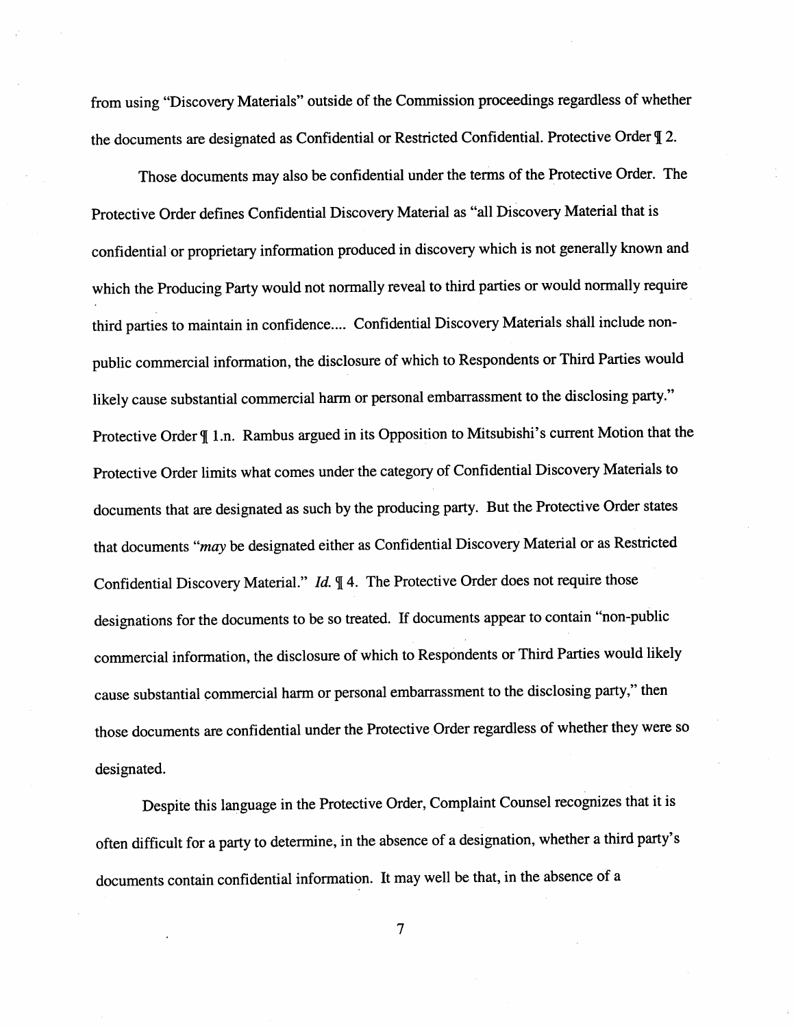from using "Discovery Materials" outside of the Commission proceedings regardless of whether the documents are designated as Confidential or Restricted Confidential. Protective Order ¶ 2.

Those documents may also be confidential under the terms of the Protective Order. The Protective Order defines Confidential Discovery Material as "all Discovery Material that is confidential or proprietary information produced in discovery which is not generally known and which the Producing Party would not normally reveal to third parties or would normally require third parties to maintain in confidence.... Confidential Discovery Materials shall include non-public commercial information, the disclosure of which to Respondents or Third Parties would likely cause substantial commercial harm or personal embarrassment to the disclosing party." Protective Order ¶ 1.n. Rambus argued in its Opposition to Mitsubishi's current Motion that the Protective Order limits what comes under the category of Confidential Discovery Materials to documents that are designated as such by the producing party. But the Protective Order states that documents "*may* be designated either as Confidential Discovery Material or as Restricted Confidential Discovery Material." *Id.* ¶ 4. The Protective Order does not require those designations for the documents to be so treated. If documents appear to contain "non-public commercial information, the disclosure of which to Respondents or Third Parties would likely cause substantial commercial harm or personal embarrassment to the disclosing party," then those documents are confidential under the Protective Order regardless of whether they were so designated.

Despite this language in the Protective Order, Complaint Counsel recognizes that it is often difficult for a party to determine, in the absence of a designation, whether a third party's documents contain confidential information. It may well be that, in the absence of a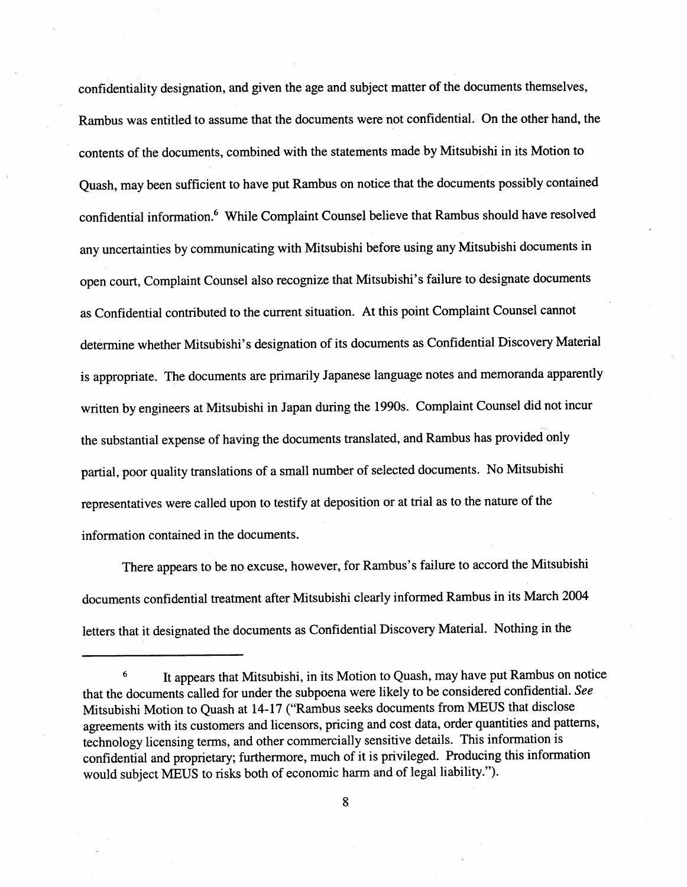confidentiality designation, and given the age and subject matter of the documents themselves, Rambus was entitled to assume that the documents were not confidential. On the other hand, the contents of the documents, combined with the statements made by Mitsubishi in its Motion to Quash, may been sufficient to have put Rambus on notice that the documents possibly contained confidential information.[6] While Complaint Counsel believe that Rambus should have resolved any uncertainties by communicating with Mitsubishi before using any Mitsubishi documents in open court, Complaint Counsel also recognize that Mitsubishi's failure to designate documents as Confidential contributed to the current situation. At this point Complaint Counsel cannot determine whether Mitsubishi's designation of its documents as Confidential Discovery Material is appropriate. The documents are primarily Japanese language notes and memoranda apparently written by engineers at Mitsubishi in Japan during the 1990s. Complaint Counsel did not incur the substantial expense of having the documents translated, and Rambus has provided only partial, poor quality translations of a small number of selected documents. No Mitsubishi representatives were called upon to testify at deposition or at trial as to the nature of the information contained in the documents.

There appears to be no excuse, however, for Rambus's failure to accord the Mitsubishi documents confidential treatment after Mitsubishi clearly informed Rambus in its March 2004 letters that it designated the documents as Confidential Discovery Material. Nothing in the

---

[6] It appears that Mitsubishi, in its Motion to Quash, may have put Rambus on notice that the documents called for under the subpoena were likely to be considered confidential. *See* Mitsubishi Motion to Quash at 14-17 ("Rambus seeks documents from MEUS that disclose agreements with its customers and licensors, pricing and cost data, order quantities and patterns, technology licensing terms, and other commercially sensitive details. This information is confidential and proprietary; furthermore, much of it is privileged. Producing this information would subject MEUS to risks both of economic harm and of legal liability.").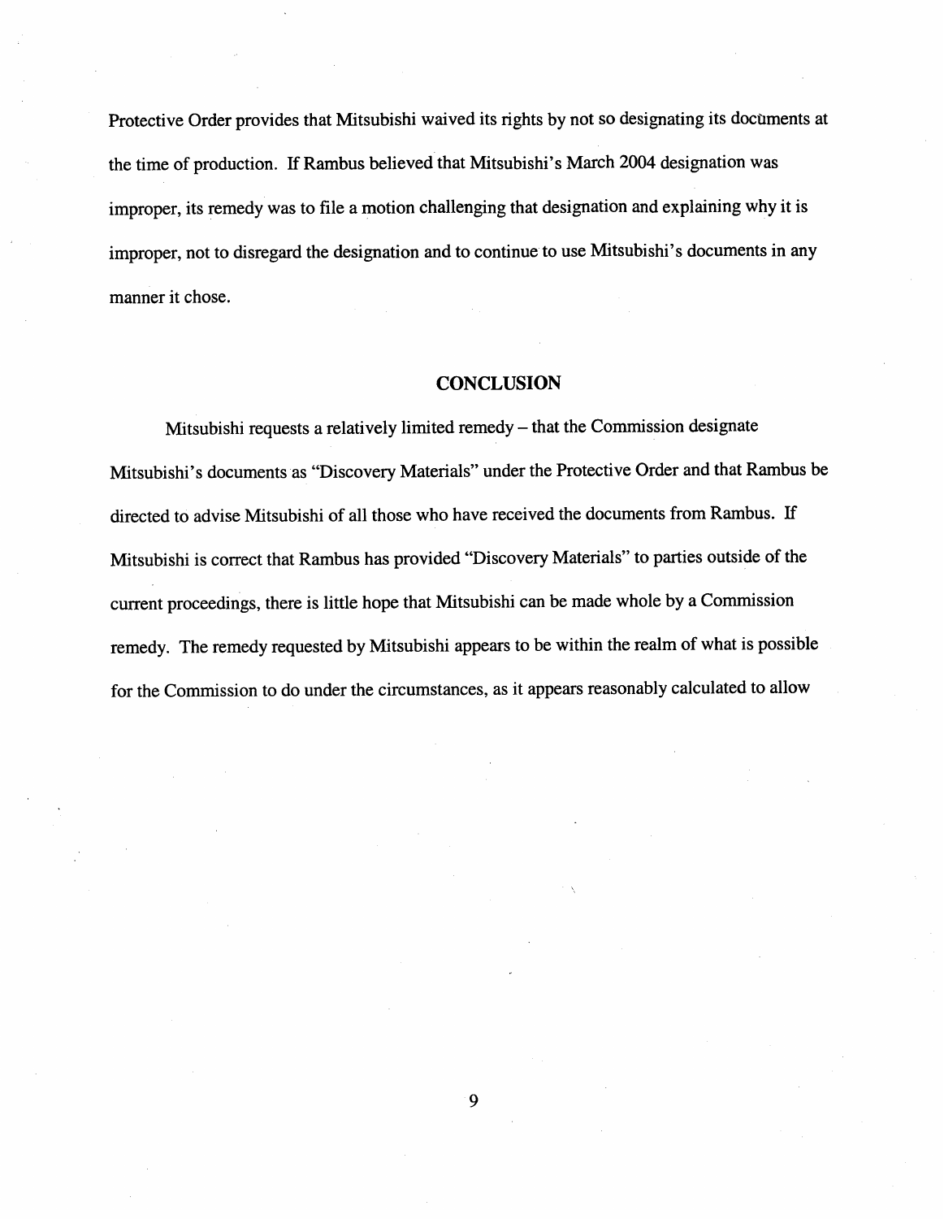Protective Order provides that Mitsubishi waived its rights by not so designating its documents at the time of production. If Rambus believed that Mitsubishi's March 2004 designation was improper, its remedy was to file a motion challenging that designation and explaining why it is improper, not to disregard the designation and to continue to use Mitsubishi's documents in any manner it chose.

## CONCLUSION

Mitsubishi requests a relatively limited remedy – that the Commission designate Mitsubishi's documents as "Discovery Materials" under the Protective Order and that Rambus be directed to advise Mitsubishi of all those who have received the documents from Rambus. If Mitsubishi is correct that Rambus has provided "Discovery Materials" to parties outside of the current proceedings, there is little hope that Mitsubishi can be made whole by a Commission remedy. The remedy requested by Mitsubishi appears to be within the realm of what is possible for the Commission to do under the circumstances, as it appears reasonably calculated to allow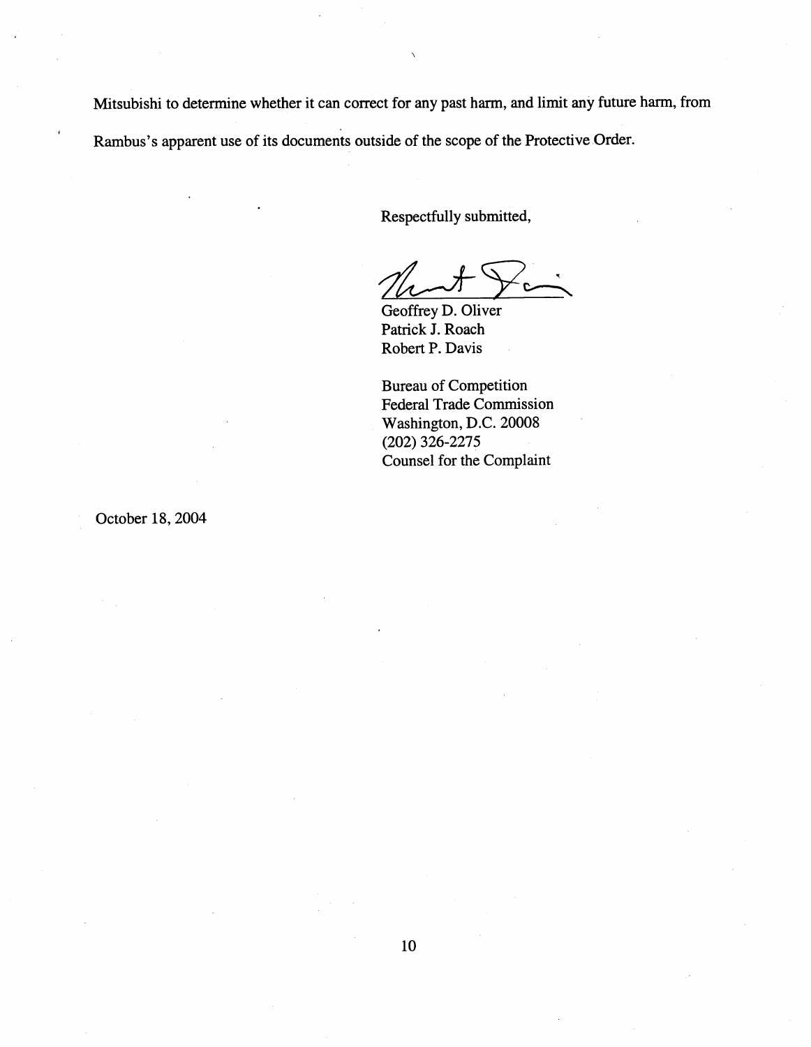Mitsubishi to determine whether it can correct for any past harm, and limit any future harm, from Rambus's apparent use of its documents outside of the scope of the Protective Order.

Respectfully submitted,

Geoffrey D. Oliver
Patrick J. Roach
Robert P. Davis

Bureau of Competition
Federal Trade Commission
Washington, D.C. 20008
(202) 326-2275
Counsel for the Complaint

October 18, 2004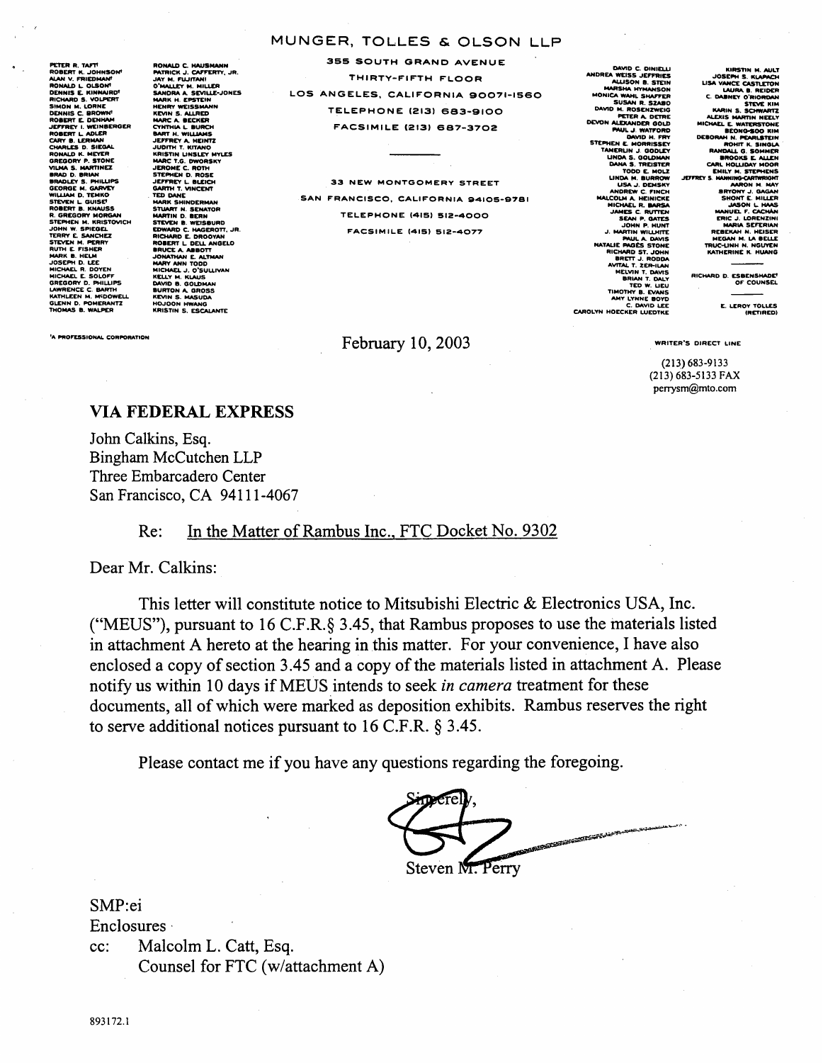# MUNGER, TOLLES & OLSON LLP

PETER R. TAFT[†]
ROBERT K. JOHNSON[†]
ALAN V. FRIEDMAN[†]
RONALD L. OLSON[†]
DENNIS E. KINNAIRD[†]
RICHARD S. VOLPERT
SIMON M. LORNE
DENNIS C. BROWN[†]
ROBERT E. DENHAM
JEFFREY I. WEINBERGER
ROBERT L. ADLER
CARY B. LERMAN
CHARLES D. SIEGAL
RONALD K. MEYER
GREGORY P. STONE
VILMA S. MARTINEZ
BRAD D. BRIAN
BRADLEY S. PHILLIPS
GEORGE M. GARVEY
WILLIAM D. TEMKO
STEVEN L. GUISE[†]
ROBERT B. KNAUSS
R. GREGORY MORGAN
STEPHEN M. KRISTOVICH
JOHN W. SPIEGEL
TERRY E. SANCHEZ
STEVEN M. PERRY
RUTH E. FISHER
MARK B. HELM
JOSEPH D. LEE
MICHAEL R. DOYEN
MICHAEL E. SOLOFF
GREGORY D. PHILLIPS
LAWRENCE C. BARTH
KATHLEEN M. McDOWELL
GLENN D. POMERANTZ
THOMAS B. WALPER

RONALD C. HAUSMANN
PATRICK J. CAFFERTY, JR.
JAY M. FUJITANI
O'MALLEY M. MILLER
SANDRA A. SEVILLE-JONES
MARK H. EPSTEIN
HENRY WEISSMANN
KEVIN S. ALLRED
MARC A. BECKER
CYNTHIA L. BURCH
BART H. WILLIAMS
JEFFREY A. HEINTZ
JUDITH T. KITANO
KRISTIN LINSLEY MYLES
MARC T.G. DWORSKY
JEROME C. ROTH
STEPHEN D. ROSE
JEFFREY L. BLEICH
GARTH T. VINCENT
TED DANE
MARK SHINDERMAN
STUART N. SENATOR
MARTIN D. BERN
STEVEN B. WEISBURD
EDWARD C. HAGEROTT, JR.
RICHARD E. DROOYAN
ROBERT L. DELL ANGELO
BRUCE A. ABBOTT
JONATHAN E. ALTMAN
MARY ANN TODD
MICHAEL J. O'SULLIVAN
KELLY M. KLAUS
DAVID B. GOLDMAN
BURTON A. GROSS
KEVIN S. MASUDA
HOJOON HWANG
KRISTIN S. ESCALANTE

355 SOUTH GRAND AVENUE
THIRTY-FIFTH FLOOR
LOS ANGELES, CALIFORNIA 90071-1560
TELEPHONE (213) 683-9100
FACSIMILE (213) 687-3702

33 NEW MONTGOMERY STREET
SAN FRANCISCO, CALIFORNIA 94105-9781
TELEPHONE (415) 512-4000
FACSIMILE (415) 512-4077

DAVID C. DINIELLI
ANDREA WEISS JEFFRIES
ALLISON B. STEIN
MARSHA HYMANSON
MONICA WAHL SHAFFER
SUSAN R. SZABO
DAVID M. ROSENZWEIG
PETER A. DETRE
DEVON ALEXANDER GOLD
PAUL J. WATFORD
DAVID H. FRY
STEPHEN E. MORRISSEY
TAMERLIN J. GODLEY
LINDA S. GOLDMAN
DANA S. TREISTER
TODD E. MOLZ
LINDA M. BURROW
LISA J. DEMSKY
ANDREW C. FINCH
MALCOLM A. HEINICKE
MICHAEL R. BARSA
JAMES C. RUTTEN
SEAN P. GATES
JOHN P. HUNT
J. MARTIN WILLHITE
PAUL A. DAVIS
NATALIE PAGÈS STONE
RICHARD ST. JOHN
BRETT J. RODDA
AVITAL T. ZER-ILAN
MELVIN T. DAVIS
BRIAN T. DALY
TED W. LIEU
TIMOTHY B. EVANS
AMY LYNNE BOYD
C. DAVID LEE
CAROLYN HOECKER LUEDTKE

KIRSTIN M. AULT
JOSEPH S. KLAPACH
LISA VANCE CASTLETON
LAURA B. REIDER
C. DABNEY O'RIORDAN
STEVE KIM
KARIN S. SCHWARTZ
ALEXIS MARTIN NEELY
MICHAEL E. WATERSTONE
BEONG-SOO KIM
DEBORAH N. PEARLSTEIN
ROHIT K. SINGLA
RANDALL G. SOMMER
BROOKS E. ALLEN
CARL HOLLIDAY MOOR
EMILY M. STEPHENS
JEFFREY S. MANNING-CARTWRIGHT
AARON M. MAY
BRYONY J. GAGAN
SHONT E. MILLER
JASON L. HAAS
MANUEL F. CACHÁN
ERIC J. LORENZINI
MARIA SEFERIAN
REBEKAH N. HEISER
MEGAN M. LA BELLE
TRUC-LINH N. NGUYEN
KATHERINE K. HUANG

RICHARD D. ESBENSHADE[†]
OF COUNSEL

E. LEROY TOLLES
(RETIRED)

[†]A PROFESSIONAL CORPORATION

February 10, 2003

WRITER'S DIRECT LINE
(213) 683-9133
(213) 683-5133 FAX
perrysm@mto.com

**VIA FEDERAL EXPRESS**

John Calkins, Esq.
Bingham McCutchen LLP
Three Embarcadero Center
San Francisco, CA 94111-4067

Re: In the Matter of Rambus Inc., FTC Docket No. 9302

Dear Mr. Calkins:

This letter will constitute notice to Mitsubishi Electric & Electronics USA, Inc. ("MEUS"), pursuant to 16 C.F.R.§ 3.45, that Rambus proposes to use the materials listed in attachment A hereto at the hearing in this matter. For your convenience, I have also enclosed a copy of section 3.45 and a copy of the materials listed in attachment A. Please notify us within 10 days if MEUS intends to seek *in camera* treatment for these documents, all of which were marked as deposition exhibits. Rambus reserves the right to serve additional notices pursuant to 16 C.F.R. § 3.45.

Please contact me if you have any questions regarding the foregoing.

Sincerely,

Steven M. Perry

SMP:ei
Enclosures
cc: Malcolm L. Catt, Esq.
Counsel for FTC (w/attachment A)

893172.1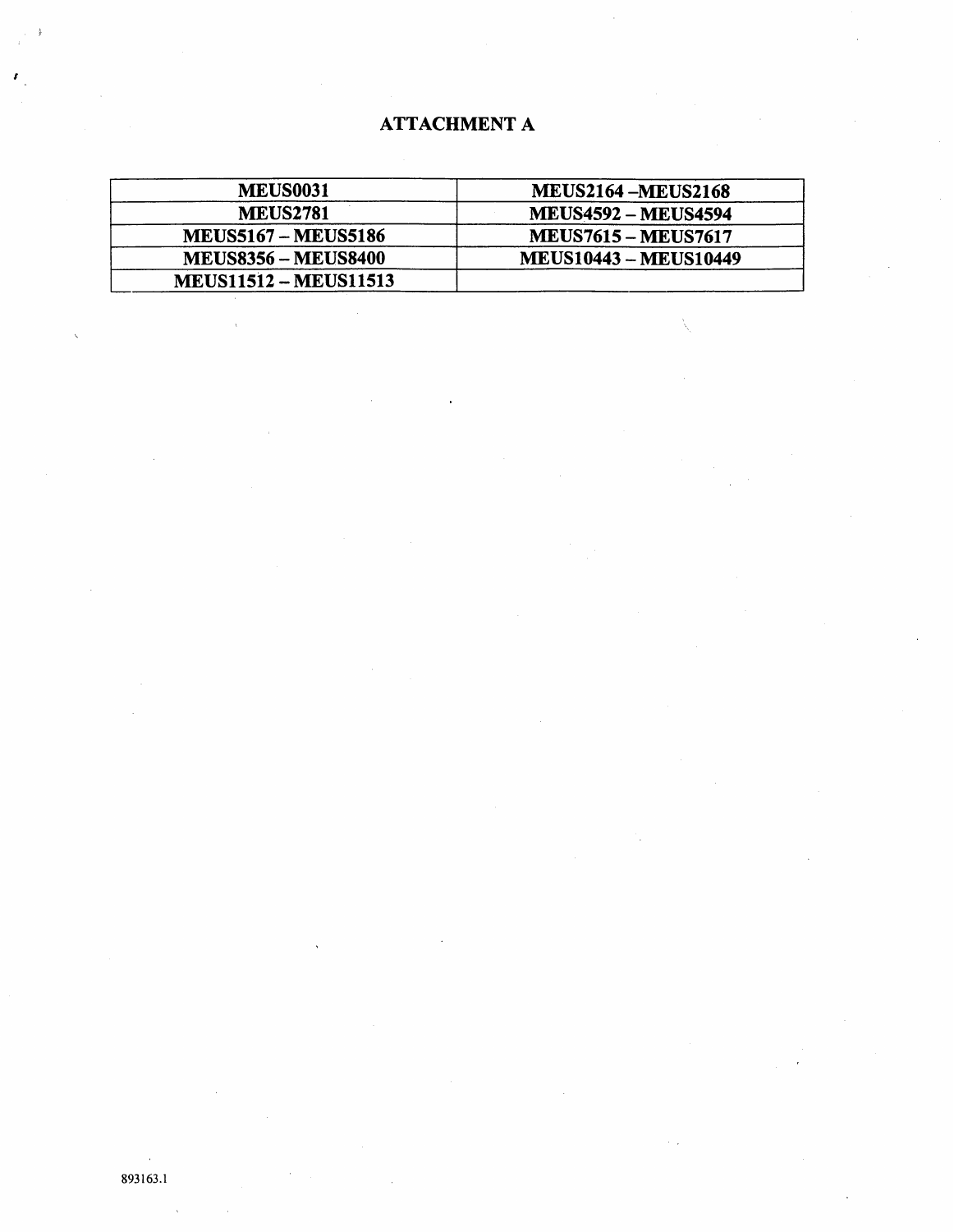# ATTACHMENT A

| | |
|---|---|
| **MEUS0031** | **MEUS2164 –MEUS2168** |
| **MEUS2781** | **MEUS4592 – MEUS4594** |
| **MEUS5167 – MEUS5186** | **MEUS7615 – MEUS7617** |
| **MEUS8356 – MEUS8400** | **MEUS10443 – MEUS10449** |
| **MEUS11512 – MEUS11513** | |

893163.1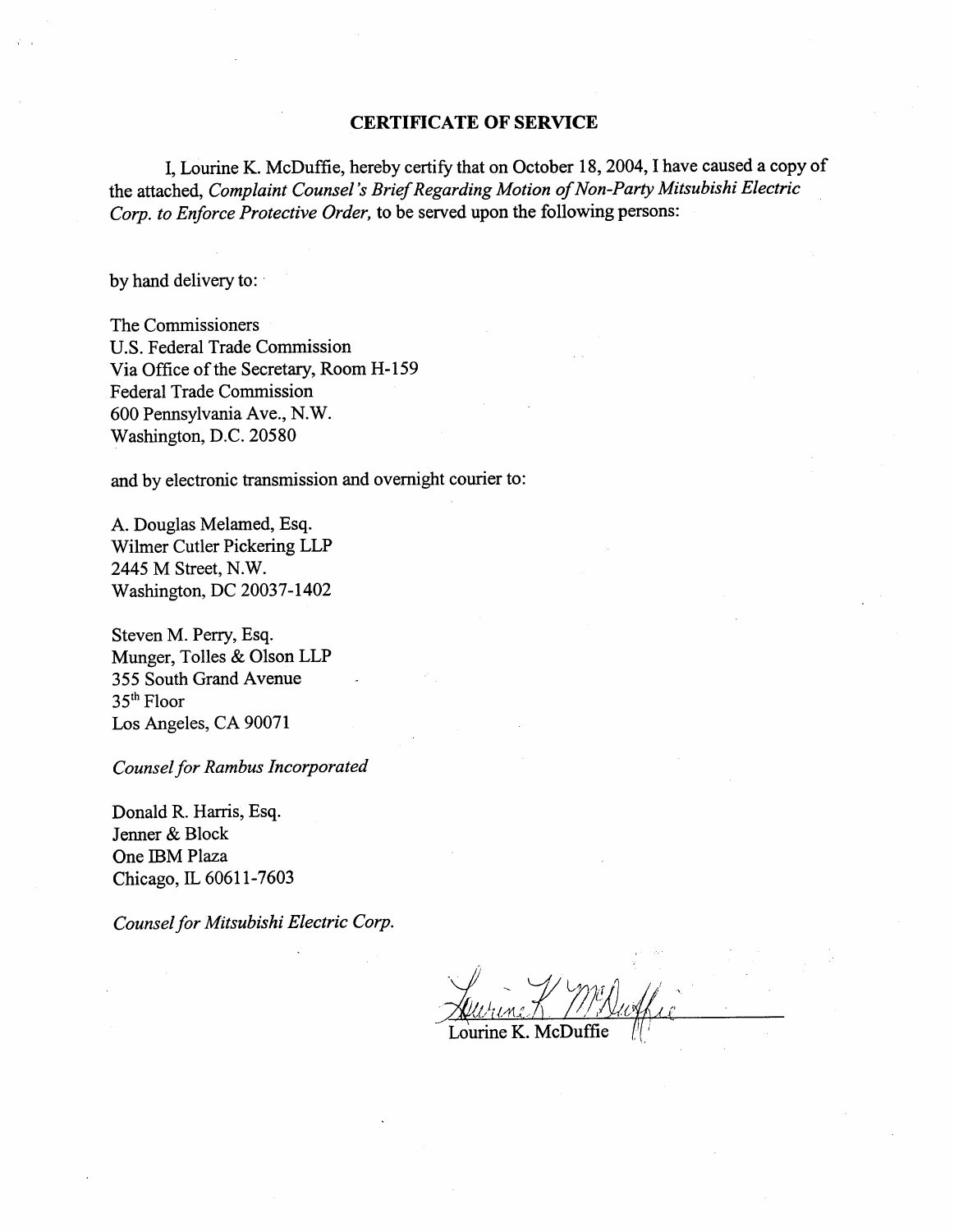## CERTIFICATE OF SERVICE

I, Lourine K. McDuffie, hereby certify that on October 18, 2004, I have caused a copy of the attached, *Complaint Counsel's Brief Regarding Motion of Non-Party Mitsubishi Electric Corp. to Enforce Protective Order,* to be served upon the following persons:

by hand delivery to:

The Commissioners  
U.S. Federal Trade Commission  
Via Office of the Secretary, Room H-159  
Federal Trade Commission  
600 Pennsylvania Ave., N.W.  
Washington, D.C. 20580

and by electronic transmission and overnight courier to:

A. Douglas Melamed, Esq.  
Wilmer Cutler Pickering LLP  
2445 M Street, N.W.  
Washington, DC 20037-1402

Steven M. Perry, Esq.  
Munger, Tolles & Olson LLP  
355 South Grand Avenue  
35th Floor  
Los Angeles, CA 90071

*Counsel for Rambus Incorporated*

Donald R. Harris, Esq.  
Jenner & Block  
One IBM Plaza  
Chicago, IL 60611-7603

*Counsel for Mitsubishi Electric Corp.*

Lourine K. McDuffie